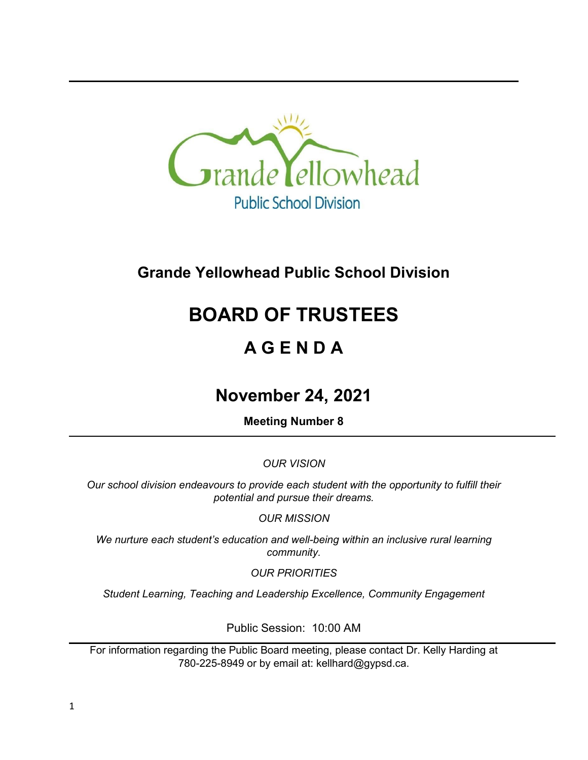Grande Yellowhead
Public School Division

# Grande Yellowhead Public School Division

# BOARD OF TRUSTEES

## A G E N D A

## November 24, 2021

**Meeting Number 8**

*OUR VISION*

*Our school division endeavours to provide each student with the opportunity to fulfill their potential and pursue their dreams.*

*OUR MISSION*

*We nurture each student's education and well-being within an inclusive rural learning community.*

*OUR PRIORITIES*

*Student Learning, Teaching and Leadership Excellence, Community Engagement*

Public Session: 10:00 AM

For information regarding the Public Board meeting, please contact Dr. Kelly Harding at 780-225-8949 or by email at: kellhard@gypsd.ca.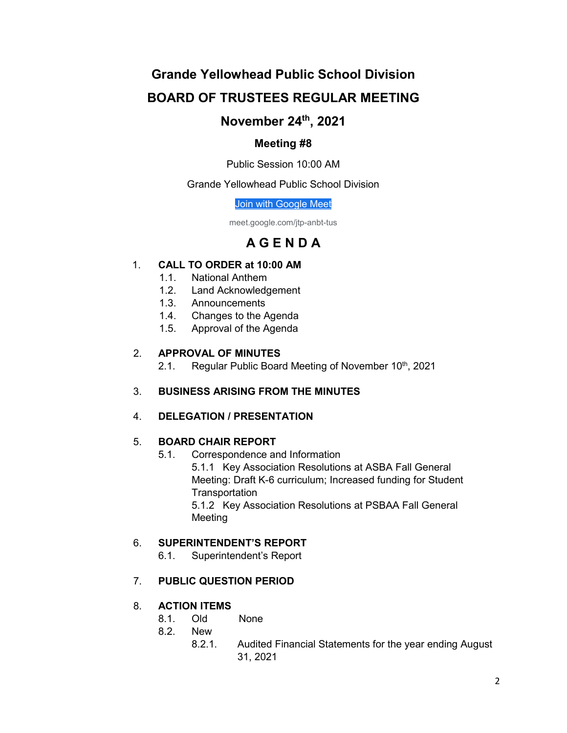# Grande Yellowhead Public School Division

# BOARD OF TRUSTEES REGULAR MEETING

## November 24th, 2021

### Meeting #8

Public Session 10:00 AM

Grande Yellowhead Public School Division

[Join with Google Meet](meet.google.com/jtp-anbt-tus)

meet.google.com/jtp-anbt-tus

## A G E N D A

1. **CALL TO ORDER at 10:00 AM**
   - 1.1. National Anthem
   - 1.2. Land Acknowledgement
   - 1.3. Announcements
   - 1.4. Changes to the Agenda
   - 1.5. Approval of the Agenda

2. **APPROVAL OF MINUTES**
   - 2.1. Regular Public Board Meeting of November 10th, 2021

3. **BUSINESS ARISING FROM THE MINUTES**

4. **DELEGATION / PRESENTATION**

5. **BOARD CHAIR REPORT**
   - 5.1. Correspondence and Information
     - 5.1.1 Key Association Resolutions at ASBA Fall General Meeting: Draft K-6 curriculum; Increased funding for Student Transportation
     - 5.1.2 Key Association Resolutions at PSBAA Fall General Meeting

6. **SUPERINTENDENT'S REPORT**
   - 6.1. Superintendent's Report

7. **PUBLIC QUESTION PERIOD**

8. **ACTION ITEMS**
   - 8.1. Old None
   - 8.2. New
     - 8.2.1. Audited Financial Statements for the year ending August 31, 2021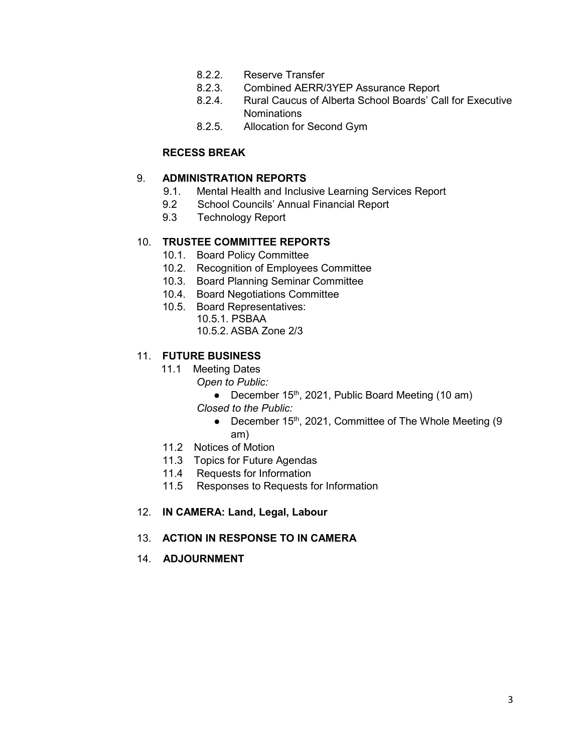- 8.2.2. Reserve Transfer
- 8.2.3. Combined AERR/3YEP Assurance Report
- 8.2.4. Rural Caucus of Alberta School Boards' Call for Executive Nominations
- 8.2.5. Allocation for Second Gym

**RECESS BREAK**

9. **ADMINISTRATION REPORTS**
   - 9.1. Mental Health and Inclusive Learning Services Report
   - 9.2 School Councils' Annual Financial Report
   - 9.3 Technology Report

10. **TRUSTEE COMMITTEE REPORTS**
    - 10.1. Board Policy Committee
    - 10.2. Recognition of Employees Committee
    - 10.3. Board Planning Seminar Committee
    - 10.4. Board Negotiations Committee
    - 10.5. Board Representatives:
      - 10.5.1. PSBAA
      - 10.5.2. ASBA Zone 2/3

11. **FUTURE BUSINESS**
    - 11.1 Meeting Dates

      *Open to Public:*
      - December 15th, 2021, Public Board Meeting (10 am)

      *Closed to the Public:*
      - December 15th, 2021, Committee of The Whole Meeting (9 am)
    - 11.2 Notices of Motion
    - 11.3 Topics for Future Agendas
    - 11.4 Requests for Information
    - 11.5 Responses to Requests for Information

12. **IN CAMERA: Land, Legal, Labour**

13. **ACTION IN RESPONSE TO IN CAMERA**

14. **ADJOURNMENT**